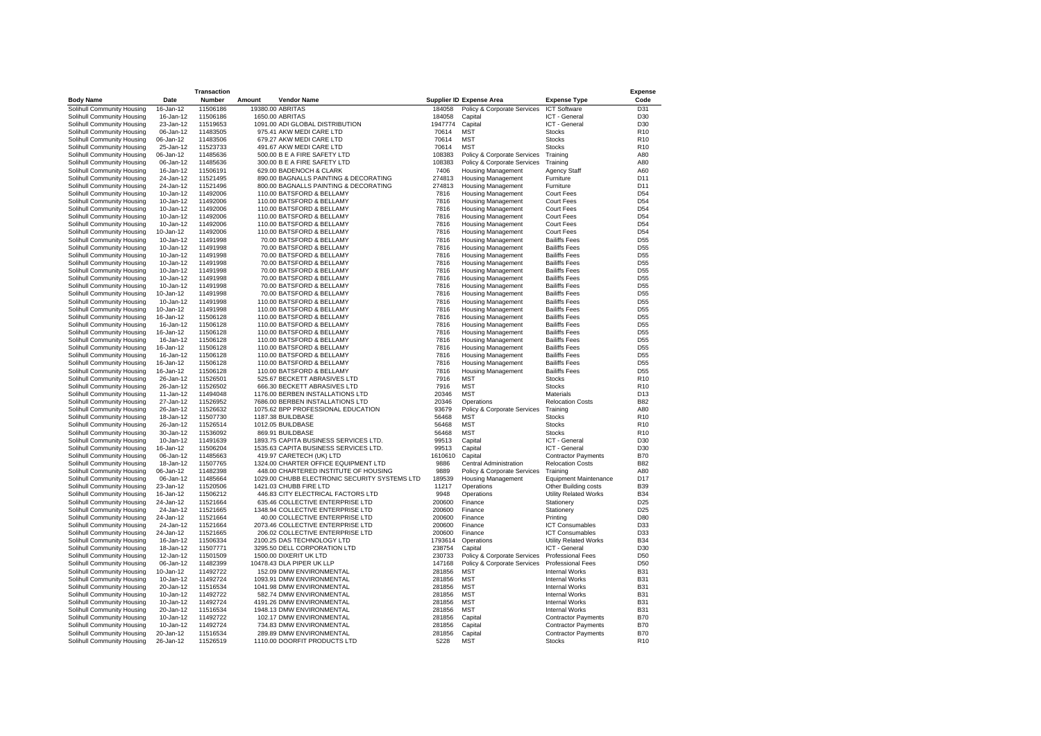| Body Name | Date | Transaction Number | Amount | Vendor Name | Supplier ID | Expense Area | Expense Type | Expense Code |
|---|---|---|---|---|---|---|---|---|
| Solihull Community Housing | 16-Jan-12 | 11506186 | 19380.00 | ABRITAS | 184058 | Policy & Corporate Services | ICT Software | D31 |
| Solihull Community Housing | 16-Jan-12 | 11506186 | 1650.00 | ABRITAS | 184058 | Capital | ICT - General | D30 |
| Solihull Community Housing | 23-Jan-12 | 11519653 | 1091.00 | ADI GLOBAL DISTRIBUTION | 1947774 | Capital | ICT - General | D30 |
| Solihull Community Housing | 06-Jan-12 | 11483505 | 975.41 | AKW MEDI CARE LTD | 70614 | MST | Stocks | R10 |
| Solihull Community Housing | 06-Jan-12 | 11483506 | 679.27 | AKW MEDI CARE LTD | 70614 | MST | Stocks | R10 |
| Solihull Community Housing | 25-Jan-12 | 11523733 | 491.67 | AKW MEDI CARE LTD | 70614 | MST | Stocks | R10 |
| Solihull Community Housing | 06-Jan-12 | 11485636 | 500.00 | B E A FIRE SAFETY LTD | 108383 | Policy & Corporate Services | Training | A80 |
| Solihull Community Housing | 06-Jan-12 | 11485636 | 300.00 | B E A FIRE SAFETY LTD | 108383 | Policy & Corporate Services | Training | A80 |
| Solihull Community Housing | 16-Jan-12 | 11506191 | 629.00 | BADENOCH & CLARK | 7406 | Housing Management | Agency Staff | A60 |
| Solihull Community Housing | 24-Jan-12 | 11521495 | 890.00 | BAGNALLS PAINTING & DECORATING | 274813 | Housing Management | Furniture | D11 |
| Solihull Community Housing | 24-Jan-12 | 11521496 | 800.00 | BAGNALLS PAINTING & DECORATING | 274813 | Housing Management | Furniture | D11 |
| Solihull Community Housing | 10-Jan-12 | 11492006 | 110.00 | BATSFORD & BELLAMY | 7816 | Housing Management | Court Fees | D54 |
| Solihull Community Housing | 10-Jan-12 | 11492006 | 110.00 | BATSFORD & BELLAMY | 7816 | Housing Management | Court Fees | D54 |
| Solihull Community Housing | 10-Jan-12 | 11492006 | 110.00 | BATSFORD & BELLAMY | 7816 | Housing Management | Court Fees | D54 |
| Solihull Community Housing | 10-Jan-12 | 11492006 | 110.00 | BATSFORD & BELLAMY | 7816 | Housing Management | Court Fees | D54 |
| Solihull Community Housing | 10-Jan-12 | 11492006 | 110.00 | BATSFORD & BELLAMY | 7816 | Housing Management | Court Fees | D54 |
| Solihull Community Housing | 10-Jan-12 | 11492006 | 110.00 | BATSFORD & BELLAMY | 7816 | Housing Management | Court Fees | D54 |
| Solihull Community Housing | 10-Jan-12 | 11491998 | 70.00 | BATSFORD & BELLAMY | 7816 | Housing Management | Bailiffs Fees | D55 |
| Solihull Community Housing | 10-Jan-12 | 11491998 | 70.00 | BATSFORD & BELLAMY | 7816 | Housing Management | Bailiffs Fees | D55 |
| Solihull Community Housing | 10-Jan-12 | 11491998 | 70.00 | BATSFORD & BELLAMY | 7816 | Housing Management | Bailiffs Fees | D55 |
| Solihull Community Housing | 10-Jan-12 | 11491998 | 70.00 | BATSFORD & BELLAMY | 7816 | Housing Management | Bailiffs Fees | D55 |
| Solihull Community Housing | 10-Jan-12 | 11491998 | 70.00 | BATSFORD & BELLAMY | 7816 | Housing Management | Bailiffs Fees | D55 |
| Solihull Community Housing | 10-Jan-12 | 11491998 | 70.00 | BATSFORD & BELLAMY | 7816 | Housing Management | Bailiffs Fees | D55 |
| Solihull Community Housing | 10-Jan-12 | 11491998 | 70.00 | BATSFORD & BELLAMY | 7816 | Housing Management | Bailiffs Fees | D55 |
| Solihull Community Housing | 10-Jan-12 | 11491998 | 70.00 | BATSFORD & BELLAMY | 7816 | Housing Management | Bailiffs Fees | D55 |
| Solihull Community Housing | 10-Jan-12 | 11491998 | 110.00 | BATSFORD & BELLAMY | 7816 | Housing Management | Bailiffs Fees | D55 |
| Solihull Community Housing | 10-Jan-12 | 11491998 | 110.00 | BATSFORD & BELLAMY | 7816 | Housing Management | Bailiffs Fees | D55 |
| Solihull Community Housing | 16-Jan-12 | 11506128 | 110.00 | BATSFORD & BELLAMY | 7816 | Housing Management | Bailiffs Fees | D55 |
| Solihull Community Housing | 16-Jan-12 | 11506128 | 110.00 | BATSFORD & BELLAMY | 7816 | Housing Management | Bailiffs Fees | D55 |
| Solihull Community Housing | 16-Jan-12 | 11506128 | 110.00 | BATSFORD & BELLAMY | 7816 | Housing Management | Bailiffs Fees | D55 |
| Solihull Community Housing | 16-Jan-12 | 11506128 | 110.00 | BATSFORD & BELLAMY | 7816 | Housing Management | Bailiffs Fees | D55 |
| Solihull Community Housing | 16-Jan-12 | 11506128 | 110.00 | BATSFORD & BELLAMY | 7816 | Housing Management | Bailiffs Fees | D55 |
| Solihull Community Housing | 16-Jan-12 | 11506128 | 110.00 | BATSFORD & BELLAMY | 7816 | Housing Management | Bailiffs Fees | D55 |
| Solihull Community Housing | 16-Jan-12 | 11506128 | 110.00 | BATSFORD & BELLAMY | 7816 | Housing Management | Bailiffs Fees | D55 |
| Solihull Community Housing | 16-Jan-12 | 11506128 | 110.00 | BATSFORD & BELLAMY | 7816 | Housing Management | Bailiffs Fees | D55 |
| Solihull Community Housing | 26-Jan-12 | 11526501 | 525.67 | BECKETT ABRASIVES LTD | 7916 | MST | Stocks | R10 |
| Solihull Community Housing | 26-Jan-12 | 11526502 | 666.30 | BECKETT ABRASIVES LTD | 7916 | MST | Stocks | R10 |
| Solihull Community Housing | 11-Jan-12 | 11494048 | 1176.00 | BERBEN INSTALLATIONS LTD | 20346 | MST | Materials | D13 |
| Solihull Community Housing | 27-Jan-12 | 11526952 | 7686.00 | BERBEN INSTALLATIONS LTD | 20346 | Operations | Relocation Costs | B82 |
| Solihull Community Housing | 26-Jan-12 | 11526632 | 1075.62 | BPP PROFESSIONAL EDUCATION | 93679 | Policy & Corporate Services | Training | A80 |
| Solihull Community Housing | 18-Jan-12 | 11507730 | 1187.38 | BUILDBASE | 56468 | MST | Stocks | R10 |
| Solihull Community Housing | 26-Jan-12 | 11526514 | 1012.05 | BUILDBASE | 56468 | MST | Stocks | R10 |
| Solihull Community Housing | 30-Jan-12 | 11536092 | 869.91 | BUILDBASE | 56468 | MST | Stocks | R10 |
| Solihull Community Housing | 10-Jan-12 | 11491639 | 1893.75 | CAPITA BUSINESS SERVICES LTD. | 99513 | Capital | ICT - General | D30 |
| Solihull Community Housing | 16-Jan-12 | 11506204 | 1535.63 | CAPITA BUSINESS SERVICES LTD. | 99513 | Capital | ICT - General | D30 |
| Solihull Community Housing | 06-Jan-12 | 11485663 | 419.97 | CARETECH (UK) LTD | 1610610 | Capital | Contractor Payments | B70 |
| Solihull Community Housing | 18-Jan-12 | 11507765 | 1324.00 | CHARTER OFFICE EQUIPMENT LTD | 9886 | Central Administration | Relocation Costs | B82 |
| Solihull Community Housing | 06-Jan-12 | 11482398 | 448.00 | CHARTERED INSTITUTE OF HOUSING | 9889 | Policy & Corporate Services | Training | A80 |
| Solihull Community Housing | 06-Jan-12 | 11485664 | 1029.00 | CHUBB ELECTRONIC SECURITY SYSTEMS LTD | 189539 | Housing Management | Equipment Maintenance | D17 |
| Solihull Community Housing | 23-Jan-12 | 11520506 | 1421.03 | CHUBB FIRE LTD | 11217 | Operations | Other Building costs | B39 |
| Solihull Community Housing | 16-Jan-12 | 11506212 | 446.83 | CITY ELECTRICAL FACTORS LTD | 9948 | Operations | Utility Related Works | B34 |
| Solihull Community Housing | 24-Jan-12 | 11521664 | 635.46 | COLLECTIVE ENTERPRISE LTD | 200600 | Finance | Stationery | D25 |
| Solihull Community Housing | 24-Jan-12 | 11521665 | 1348.94 | COLLECTIVE ENTERPRISE LTD | 200600 | Finance | Stationery | D25 |
| Solihull Community Housing | 24-Jan-12 | 11521664 | 40.00 | COLLECTIVE ENTERPRISE LTD | 200600 | Finance | Printing | D80 |
| Solihull Community Housing | 24-Jan-12 | 11521664 | 2073.46 | COLLECTIVE ENTERPRISE LTD | 200600 | Finance | ICT Consumables | D33 |
| Solihull Community Housing | 24-Jan-12 | 11521665 | 206.02 | COLLECTIVE ENTERPRISE LTD | 200600 | Finance | ICT Consumables | D33 |
| Solihull Community Housing | 16-Jan-12 | 11506334 | 2100.25 | DAS TECHNOLOGY LTD | 1793614 | Operations | Utility Related Works | B34 |
| Solihull Community Housing | 18-Jan-12 | 11507771 | 3295.50 | DELL CORPORATION LTD | 238754 | Capital | ICT - General | D30 |
| Solihull Community Housing | 12-Jan-12 | 11501509 | 1500.00 | DIXERIT UK LTD | 230733 | Policy & Corporate Services | Professional Fees | D50 |
| Solihull Community Housing | 06-Jan-12 | 11482399 | 10478.43 | DLA PIPER UK LLP | 147168 | Policy & Corporate Services | Professional Fees | D50 |
| Solihull Community Housing | 10-Jan-12 | 11492722 | 152.09 | DMW ENVIRONMENTAL | 281856 | MST | Internal Works | B31 |
| Solihull Community Housing | 10-Jan-12 | 11492724 | 1093.91 | DMW ENVIRONMENTAL | 281856 | MST | Internal Works | B31 |
| Solihull Community Housing | 20-Jan-12 | 11516534 | 1041.98 | DMW ENVIRONMENTAL | 281856 | MST | Internal Works | B31 |
| Solihull Community Housing | 10-Jan-12 | 11492722 | 582.74 | DMW ENVIRONMENTAL | 281856 | MST | Internal Works | B31 |
| Solihull Community Housing | 10-Jan-12 | 11492724 | 4191.26 | DMW ENVIRONMENTAL | 281856 | MST | Internal Works | B31 |
| Solihull Community Housing | 20-Jan-12 | 11516534 | 1948.13 | DMW ENVIRONMENTAL | 281856 | MST | Internal Works | B31 |
| Solihull Community Housing | 10-Jan-12 | 11492722 | 102.17 | DMW ENVIRONMENTAL | 281856 | Capital | Contractor Payments | B70 |
| Solihull Community Housing | 10-Jan-12 | 11492724 | 734.83 | DMW ENVIRONMENTAL | 281856 | Capital | Contractor Payments | B70 |
| Solihull Community Housing | 20-Jan-12 | 11516534 | 289.89 | DMW ENVIRONMENTAL | 281856 | Capital | Contractor Payments | B70 |
| Solihull Community Housing | 26-Jan-12 | 11526519 | 1110.00 | DOORFIT PRODUCTS LTD | 5228 | MST | Stocks | R10 |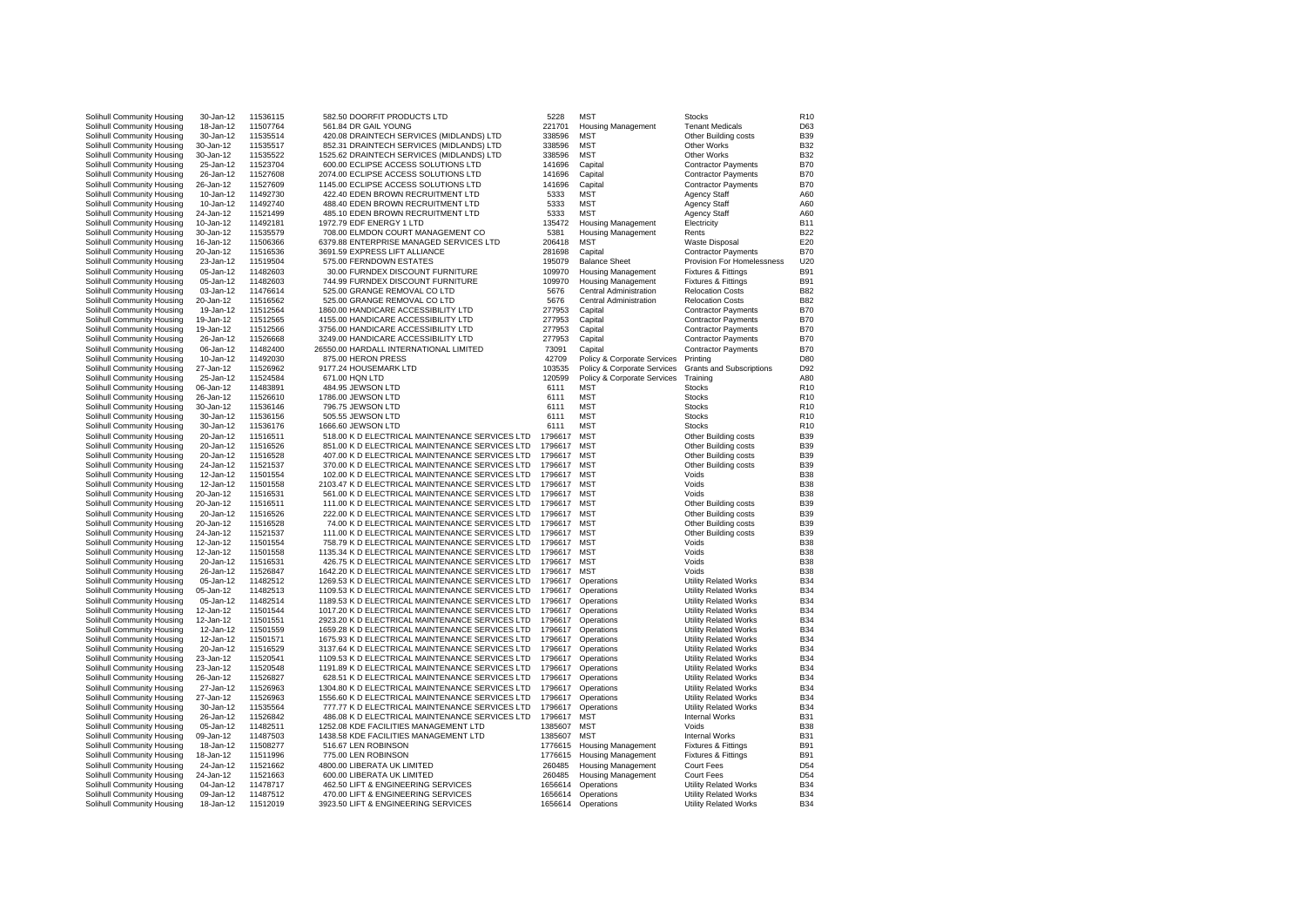| | | | | | | | | |
|---|---|---|---|---|---|---|---|---|
| Solihull Community Housing | 30-Jan-12 | 11536115 | 582.50 | DOORFIT PRODUCTS LTD | 5228 | MST | Stocks | R10 |
| Solihull Community Housing | 18-Jan-12 | 11507764 | 561.84 | DR GAIL YOUNG | 221701 | Housing Management | Tenant Medicals | D63 |
| Solihull Community Housing | 30-Jan-12 | 11535514 | 420.08 | DRAINTECH SERVICES (MIDLANDS) LTD | 338596 | MST | Other Building costs | B39 |
| Solihull Community Housing | 30-Jan-12 | 11535517 | 852.31 | DRAINTECH SERVICES (MIDLANDS) LTD | 338596 | MST | Other Works | B32 |
| Solihull Community Housing | 30-Jan-12 | 11535522 | 1525.62 | DRAINTECH SERVICES (MIDLANDS) LTD | 338596 | MST | Other Works | B32 |
| Solihull Community Housing | 25-Jan-12 | 11523704 | 600.00 | ECLIPSE ACCESS SOLUTIONS LTD | 141696 | Capital | Contractor Payments | B70 |
| Solihull Community Housing | 26-Jan-12 | 11527608 | 2074.00 | ECLIPSE ACCESS SOLUTIONS LTD | 141696 | Capital | Contractor Payments | B70 |
| Solihull Community Housing | 26-Jan-12 | 11527609 | 1145.00 | ECLIPSE ACCESS SOLUTIONS LTD | 141696 | Capital | Contractor Payments | B70 |
| Solihull Community Housing | 10-Jan-12 | 11492730 | 422.40 | EDEN BROWN RECRUITMENT LTD | 5333 | MST | Agency Staff | A60 |
| Solihull Community Housing | 10-Jan-12 | 11492740 | 488.40 | EDEN BROWN RECRUITMENT LTD | 5333 | MST | Agency Staff | A60 |
| Solihull Community Housing | 24-Jan-12 | 11521499 | 485.10 | EDEN BROWN RECRUITMENT LTD | 5333 | MST | Agency Staff | A60 |
| Solihull Community Housing | 10-Jan-12 | 11492181 | 1972.79 | EDF ENERGY 1 LTD | 135472 | Housing Management | Electricity | B11 |
| Solihull Community Housing | 30-Jan-12 | 11535579 | 708.00 | ELMDON COURT MANAGEMENT CO | 5381 | Housing Management | Rents | B22 |
| Solihull Community Housing | 16-Jan-12 | 11506366 | 6379.88 | ENTERPRISE MANAGED SERVICES LTD | 206418 | MST | Waste Disposal | E20 |
| Solihull Community Housing | 20-Jan-12 | 11516536 | 3691.59 | EXPRESS LIFT ALLIANCE | 281698 | Capital | Contractor Payments | B70 |
| Solihull Community Housing | 23-Jan-12 | 11519504 | 575.00 | FERNDOWN ESTATES | 195079 | Balance Sheet | Provision For Homelessness | U20 |
| Solihull Community Housing | 05-Jan-12 | 11482603 | 30.00 | FURNDEX DISCOUNT FURNITURE | 109970 | Housing Management | Fixtures & Fittings | B91 |
| Solihull Community Housing | 05-Jan-12 | 11482603 | 744.99 | FURNDEX DISCOUNT FURNITURE | 109970 | Housing Management | Fixtures & Fittings | B91 |
| Solihull Community Housing | 03-Jan-12 | 11476614 | 525.00 | GRANGE REMOVAL CO LTD | 5676 | Central Administration | Relocation Costs | B82 |
| Solihull Community Housing | 20-Jan-12 | 11516562 | 525.00 | GRANGE REMOVAL CO LTD | 5676 | Central Administration | Relocation Costs | B82 |
| Solihull Community Housing | 19-Jan-12 | 11512564 | 1860.00 | HANDICARE ACCESSIBILITY LTD | 277953 | Capital | Contractor Payments | B70 |
| Solihull Community Housing | 19-Jan-12 | 11512565 | 4155.00 | HANDICARE ACCESSIBILITY LTD | 277953 | Capital | Contractor Payments | B70 |
| Solihull Community Housing | 19-Jan-12 | 11512566 | 3756.00 | HANDICARE ACCESSIBILITY LTD | 277953 | Capital | Contractor Payments | B70 |
| Solihull Community Housing | 26-Jan-12 | 11526668 | 3249.00 | HANDICARE ACCESSIBILITY LTD | 277953 | Capital | Contractor Payments | B70 |
| Solihull Community Housing | 06-Jan-12 | 11482400 | 26550.00 | HARDALL INTERNATIONAL LIMITED | 73091 | Capital | Contractor Payments | B70 |
| Solihull Community Housing | 10-Jan-12 | 11492030 | 875.00 | HERON PRESS | 42709 | Policy & Corporate Services | Printing | D80 |
| Solihull Community Housing | 27-Jan-12 | 11526962 | 9177.24 | HOUSEMARK LTD | 103535 | Policy & Corporate Services | Grants and Subscriptions | D92 |
| Solihull Community Housing | 25-Jan-12 | 11524584 | 671.00 | HQN LTD | 120599 | Policy & Corporate Services | Training | A80 |
| Solihull Community Housing | 06-Jan-12 | 11483891 | 484.95 | JEWSON LTD | 6111 | MST | Stocks | R10 |
| Solihull Community Housing | 26-Jan-12 | 11526610 | 1786.00 | JEWSON LTD | 6111 | MST | Stocks | R10 |
| Solihull Community Housing | 30-Jan-12 | 11536146 | 796.75 | JEWSON LTD | 6111 | MST | Stocks | R10 |
| Solihull Community Housing | 30-Jan-12 | 11536156 | 505.55 | JEWSON LTD | 6111 | MST | Stocks | R10 |
| Solihull Community Housing | 30-Jan-12 | 11536176 | 1666.60 | JEWSON LTD | 6111 | MST | Stocks | R10 |
| Solihull Community Housing | 20-Jan-12 | 11516511 | 518.00 | K D ELECTRICAL MAINTENANCE SERVICES LTD | 1796617 | MST | Other Building costs | B39 |
| Solihull Community Housing | 20-Jan-12 | 11516526 | 851.00 | K D ELECTRICAL MAINTENANCE SERVICES LTD | 1796617 | MST | Other Building costs | B39 |
| Solihull Community Housing | 20-Jan-12 | 11516528 | 407.00 | K D ELECTRICAL MAINTENANCE SERVICES LTD | 1796617 | MST | Other Building costs | B39 |
| Solihull Community Housing | 24-Jan-12 | 11521537 | 370.00 | K D ELECTRICAL MAINTENANCE SERVICES LTD | 1796617 | MST | Other Building costs | B39 |
| Solihull Community Housing | 12-Jan-12 | 11501554 | 102.00 | K D ELECTRICAL MAINTENANCE SERVICES LTD | 1796617 | MST | Voids | B38 |
| Solihull Community Housing | 12-Jan-12 | 11501558 | 2103.47 | K D ELECTRICAL MAINTENANCE SERVICES LTD | 1796617 | MST | Voids | B38 |
| Solihull Community Housing | 20-Jan-12 | 11516531 | 561.00 | K D ELECTRICAL MAINTENANCE SERVICES LTD | 1796617 | MST | Voids | B38 |
| Solihull Community Housing | 20-Jan-12 | 11516511 | 111.00 | K D ELECTRICAL MAINTENANCE SERVICES LTD | 1796617 | MST | Other Building costs | B39 |
| Solihull Community Housing | 20-Jan-12 | 11516526 | 222.00 | K D ELECTRICAL MAINTENANCE SERVICES LTD | 1796617 | MST | Other Building costs | B39 |
| Solihull Community Housing | 20-Jan-12 | 11516528 | 74.00 | K D ELECTRICAL MAINTENANCE SERVICES LTD | 1796617 | MST | Other Building costs | B39 |
| Solihull Community Housing | 24-Jan-12 | 11521537 | 111.00 | K D ELECTRICAL MAINTENANCE SERVICES LTD | 1796617 | MST | Other Building costs | B39 |
| Solihull Community Housing | 12-Jan-12 | 11501554 | 758.79 | K D ELECTRICAL MAINTENANCE SERVICES LTD | 1796617 | MST | Voids | B38 |
| Solihull Community Housing | 12-Jan-12 | 11501558 | 1135.34 | K D ELECTRICAL MAINTENANCE SERVICES LTD | 1796617 | MST | Voids | B38 |
| Solihull Community Housing | 20-Jan-12 | 11516531 | 426.75 | K D ELECTRICAL MAINTENANCE SERVICES LTD | 1796617 | MST | Voids | B38 |
| Solihull Community Housing | 26-Jan-12 | 11526847 | 1642.20 | K D ELECTRICAL MAINTENANCE SERVICES LTD | 1796617 | MST | Voids | B38 |
| Solihull Community Housing | 05-Jan-12 | 11482512 | 1269.53 | K D ELECTRICAL MAINTENANCE SERVICES LTD | 1796617 | Operations | Utility Related Works | B34 |
| Solihull Community Housing | 05-Jan-12 | 11482513 | 1109.53 | K D ELECTRICAL MAINTENANCE SERVICES LTD | 1796617 | Operations | Utility Related Works | B34 |
| Solihull Community Housing | 05-Jan-12 | 11482514 | 1189.53 | K D ELECTRICAL MAINTENANCE SERVICES LTD | 1796617 | Operations | Utility Related Works | B34 |
| Solihull Community Housing | 12-Jan-12 | 11501544 | 1017.20 | K D ELECTRICAL MAINTENANCE SERVICES LTD | 1796617 | Operations | Utility Related Works | B34 |
| Solihull Community Housing | 12-Jan-12 | 11501551 | 2923.20 | K D ELECTRICAL MAINTENANCE SERVICES LTD | 1796617 | Operations | Utility Related Works | B34 |
| Solihull Community Housing | 12-Jan-12 | 11501559 | 1659.28 | K D ELECTRICAL MAINTENANCE SERVICES LTD | 1796617 | Operations | Utility Related Works | B34 |
| Solihull Community Housing | 12-Jan-12 | 11501571 | 1675.93 | K D ELECTRICAL MAINTENANCE SERVICES LTD | 1796617 | Operations | Utility Related Works | B34 |
| Solihull Community Housing | 20-Jan-12 | 11516529 | 3137.64 | K D ELECTRICAL MAINTENANCE SERVICES LTD | 1796617 | Operations | Utility Related Works | B34 |
| Solihull Community Housing | 23-Jan-12 | 11520541 | 1109.53 | K D ELECTRICAL MAINTENANCE SERVICES LTD | 1796617 | Operations | Utility Related Works | B34 |
| Solihull Community Housing | 23-Jan-12 | 11520548 | 1191.89 | K D ELECTRICAL MAINTENANCE SERVICES LTD | 1796617 | Operations | Utility Related Works | B34 |
| Solihull Community Housing | 26-Jan-12 | 11526827 | 628.51 | K D ELECTRICAL MAINTENANCE SERVICES LTD | 1796617 | Operations | Utility Related Works | B34 |
| Solihull Community Housing | 27-Jan-12 | 11526963 | 1304.80 | K D ELECTRICAL MAINTENANCE SERVICES LTD | 1796617 | Operations | Utility Related Works | B34 |
| Solihull Community Housing | 27-Jan-12 | 11526963 | 1556.60 | K D ELECTRICAL MAINTENANCE SERVICES LTD | 1796617 | Operations | Utility Related Works | B34 |
| Solihull Community Housing | 30-Jan-12 | 11535564 | 777.77 | K D ELECTRICAL MAINTENANCE SERVICES LTD | 1796617 | Operations | Utility Related Works | B34 |
| Solihull Community Housing | 26-Jan-12 | 11526842 | 486.08 | K D ELECTRICAL MAINTENANCE SERVICES LTD | 1796617 | MST | Internal Works | B31 |
| Solihull Community Housing | 05-Jan-12 | 11482511 | 1252.08 | KDE FACILITIES MANAGEMENT LTD | 1385607 | MST | Voids | B38 |
| Solihull Community Housing | 09-Jan-12 | 11487503 | 1438.58 | KDE FACILITIES MANAGEMENT LTD | 1385607 | MST | Internal Works | B31 |
| Solihull Community Housing | 18-Jan-12 | 11508277 | 516.67 | LEN ROBINSON | 1776615 | Housing Management | Fixtures & Fittings | B91 |
| Solihull Community Housing | 18-Jan-12 | 11511996 | 775.00 | LEN ROBINSON | 1776615 | Housing Management | Fixtures & Fittings | B91 |
| Solihull Community Housing | 24-Jan-12 | 11521662 | 4800.00 | LIBERATA UK LIMITED | 260485 | Housing Management | Court Fees | D54 |
| Solihull Community Housing | 24-Jan-12 | 11521663 | 600.00 | LIBERATA UK LIMITED | 260485 | Housing Management | Court Fees | D54 |
| Solihull Community Housing | 04-Jan-12 | 11478717 | 462.50 | LIFT & ENGINEERING SERVICES | 1656614 | Operations | Utility Related Works | B34 |
| Solihull Community Housing | 09-Jan-12 | 11487512 | 470.00 | LIFT & ENGINEERING SERVICES | 1656614 | Operations | Utility Related Works | B34 |
| Solihull Community Housing | 18-Jan-12 | 11512019 | 3923.50 | LIFT & ENGINEERING SERVICES | 1656614 | Operations | Utility Related Works | B34 |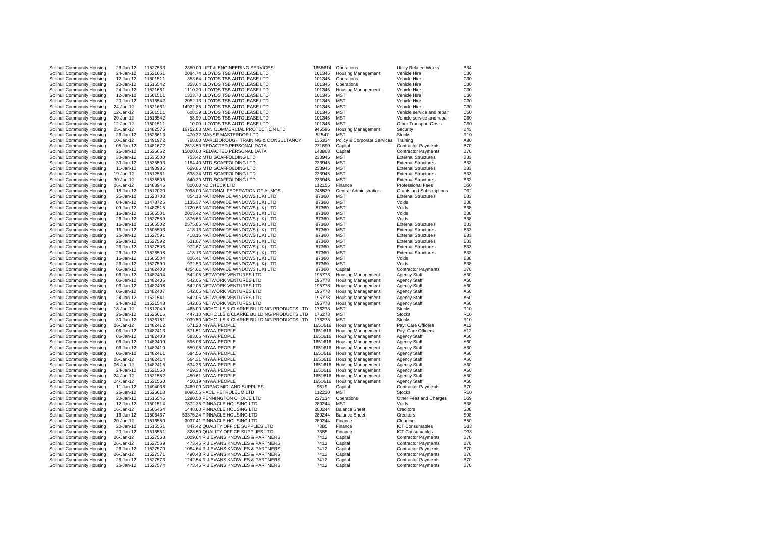| | | | | | | | | |
|---|---|---|---|---|---|---|---|---|
| Solihull Community Housing | 26-Jan-12 | 11527533 | 2880.00 | LIFT & ENGINEERING SERVICES | 1656614 | Operations | Utility Related Works | B34 |
| Solihull Community Housing | 24-Jan-12 | 11521661 | 2084.74 | LLOYDS TSB AUTOLEASE LTD | 101345 | Housing Management | Vehicle Hire | C30 |
| Solihull Community Housing | 12-Jan-12 | 11501511 | 353.64 | LLOYDS TSB AUTOLEASE LTD | 101345 | Operations | Vehicle Hire | C30 |
| Solihull Community Housing | 20-Jan-12 | 11516542 | 353.64 | LLOYDS TSB AUTOLEASE LTD | 101345 | Operations | Vehicle Hire | C30 |
| Solihull Community Housing | 24-Jan-12 | 11521661 | 1110.20 | LLOYDS TSB AUTOLEASE LTD | 101345 | Housing Management | Vehicle Hire | C30 |
| Solihull Community Housing | 12-Jan-12 | 11501511 | 1323.78 | LLOYDS TSB AUTOLEASE LTD | 101345 | MST | Vehicle Hire | C30 |
| Solihull Community Housing | 20-Jan-12 | 11516542 | 2082.13 | LLOYDS TSB AUTOLEASE LTD | 101345 | MST | Vehicle Hire | C30 |
| Solihull Community Housing | 24-Jan-12 | 11521661 | 14922.85 | LLOYDS TSB AUTOLEASE LTD | 101345 | MST | Vehicle Hire | C30 |
| Solihull Community Housing | 12-Jan-12 | 11501511 | 608.39 | LLOYDS TSB AUTOLEASE LTD | 101345 | MST | Vehicle service and repair | C60 |
| Solihull Community Housing | 20-Jan-12 | 11516542 | 53.99 | LLOYDS TSB AUTOLEASE LTD | 101345 | MST | Vehicle service and repair | C60 |
| Solihull Community Housing | 12-Jan-12 | 11501511 | 10.00 | LLOYDS TSB AUTOLEASE LTD | 101345 | MST | Other Transport Costs | C90 |
| Solihull Community Housing | 05-Jan-12 | 11482575 | 16752.03 | MAN COMMERCIAL PROTECTION LTD | 946596 | Housing Management | Security | B43 |
| Solihull Community Housing | 26-Jan-12 | 11526613 | 470.32 | MANSE MASTERDOR LTD | 52547 | MST | Stocks | R10 |
| Solihull Community Housing | 10-Jan-12 | 11491972 | 768.00 | MARLBOROUGH TRAINING & CONSULTANCY | 135334 | Policy & Corporate Services | Training | A80 |
| Solihull Community Housing | 05-Jan-12 | 11481672 | 2618.50 | REDACTED PERSONAL DATA | 271690 | Capital | Contractor Payments | B70 |
| Solihull Community Housing | 26-Jan-12 | 11526662 | 15000.00 | REDACTED PERSONAL DATA | 143808 | Capital | Contractor Payments | B70 |
| Solihull Community Housing | 30-Jan-12 | 11535500 | 753.42 | MTD SCAFFOLDING LTD | 233945 | MST | External Structures | B33 |
| Solihull Community Housing | 30-Jan-12 | 11535503 | 1184.40 | MTD SCAFFOLDING LTD | 233945 | MST | External Structures | B33 |
| Solihull Community Housing | 11-Jan-12 | 11493985 | 659.86 | MTD SCAFFOLDING LTD | 233945 | MST | External Structures | B33 |
| Solihull Community Housing | 19-Jan-12 | 11512561 | 638.34 | MTD SCAFFOLDING LTD | 233945 | MST | External Structures | B33 |
| Solihull Community Housing | 30-Jan-12 | 11535505 | 640.30 | MTD SCAFFOLDING LTD | 233945 | MST | External Structures | B33 |
| Solihull Community Housing | 06-Jan-12 | 11483946 | 800.00 | N2 CHECK LTD | 112155 | Finance | Professional Fees | D50 |
| Solihull Community Housing | 18-Jan-12 | 11512020 | 7098.00 | NATIONAL FEDERATION OF ALMOS | 245529 | Central Administration | Grants and Subscriptions | D92 |
| Solihull Community Housing | 25-Jan-12 | 11523703 | 854.13 | NATIONWIDE WINDOWS (UK) LTD | 87360 | MST | External Structures | B33 |
| Solihull Community Housing | 04-Jan-12 | 11478725 | 1135.37 | NATIONWIDE WINDOWS (UK) LTD | 87360 | MST | Voids | B38 |
| Solihull Community Housing | 09-Jan-12 | 11487515 | 1720.63 | NATIONWIDE WINDOWS (UK) LTD | 87360 | MST | Voids | B38 |
| Solihull Community Housing | 16-Jan-12 | 11505501 | 2003.42 | NATIONWIDE WINDOWS (UK) LTD | 87360 | MST | Voids | B38 |
| Solihull Community Housing | 26-Jan-12 | 11527589 | 1876.65 | NATIONWIDE WINDOWS (UK) LTD | 87360 | MST | Voids | B38 |
| Solihull Community Housing | 16-Jan-12 | 11505502 | 2575.85 | NATIONWIDE WINDOWS (UK) LTD | 87360 | MST | External Structures | B33 |
| Solihull Community Housing | 16-Jan-12 | 11505503 | 418.16 | NATIONWIDE WINDOWS (UK) LTD | 87360 | MST | External Structures | B33 |
| Solihull Community Housing | 26-Jan-12 | 11527591 | 418.16 | NATIONWIDE WINDOWS (UK) LTD | 87360 | MST | External Structures | B33 |
| Solihull Community Housing | 26-Jan-12 | 11527592 | 531.87 | NATIONWIDE WINDOWS (UK) LTD | 87360 | MST | External Structures | B33 |
| Solihull Community Housing | 26-Jan-12 | 11527593 | 972.67 | NATIONWIDE WINDOWS (UK) LTD | 87360 | MST | External Structures | B33 |
| Solihull Community Housing | 26-Jan-12 | 11528508 | 418.16 | NATIONWIDE WINDOWS (UK) LTD | 87360 | MST | External Structures | B33 |
| Solihull Community Housing | 16-Jan-12 | 11505504 | 806.41 | NATIONWIDE WINDOWS (UK) LTD | 87360 | MST | Voids | B38 |
| Solihull Community Housing | 26-Jan-12 | 11527590 | 972.53 | NATIONWIDE WINDOWS (UK) LTD | 87360 | MST | Voids | B38 |
| Solihull Community Housing | 06-Jan-12 | 11482403 | 4354.61 | NATIONWIDE WINDOWS (UK) LTD | 87360 | Capital | Contractor Payments | B70 |
| Solihull Community Housing | 06-Jan-12 | 11482404 | 542.05 | NETWORK VENTURES LTD | 195778 | Housing Management | Agency Staff | A60 |
| Solihull Community Housing | 06-Jan-12 | 11482405 | 542.05 | NETWORK VENTURES LTD | 195778 | Housing Management | Agency Staff | A60 |
| Solihull Community Housing | 06-Jan-12 | 11482406 | 542.05 | NETWORK VENTURES LTD | 195778 | Housing Management | Agency Staff | A60 |
| Solihull Community Housing | 06-Jan-12 | 11482407 | 542.05 | NETWORK VENTURES LTD | 195778 | Housing Management | Agency Staff | A60 |
| Solihull Community Housing | 24-Jan-12 | 11521541 | 542.05 | NETWORK VENTURES LTD | 195778 | Housing Management | Agency Staff | A60 |
| Solihull Community Housing | 24-Jan-12 | 11521548 | 542.05 | NETWORK VENTURES LTD | 195778 | Housing Management | Agency Staff | A60 |
| Solihull Community Housing | 18-Jan-12 | 11512049 | 465.00 | NICHOLLS & CLARKE BUILDING PRODUCTS LTD | 176278 | MST | Stocks | R10 |
| Solihull Community Housing | 26-Jan-12 | 11526616 | 447.10 | NICHOLLS & CLARKE BUILDING PRODUCTS LTD | 176278 | MST | Stocks | R10 |
| Solihull Community Housing | 30-Jan-12 | 11536181 | 1039.50 | NICHOLLS & CLARKE BUILDING PRODUCTS LTD | 176278 | MST | Stocks | R10 |
| Solihull Community Housing | 06-Jan-12 | 11482412 | 571.20 | NIYAA PEOPLE | 1651616 | Housing Management | Pay: Care Officers | A12 |
| Solihull Community Housing | 06-Jan-12 | 11482413 | 571.51 | NIYAA PEOPLE | 1651616 | Housing Management | Pay: Care Officers | A12 |
| Solihull Community Housing | 06-Jan-12 | 11482408 | 583.66 | NIYAA PEOPLE | 1651616 | Housing Management | Agency Staff | A60 |
| Solihull Community Housing | 06-Jan-12 | 11482409 | 596.06 | NIYAA PEOPLE | 1651616 | Housing Management | Agency Staff | A60 |
| Solihull Community Housing | 06-Jan-12 | 11482410 | 559.08 | NIYAA PEOPLE | 1651616 | Housing Management | Agency Staff | A60 |
| Solihull Community Housing | 06-Jan-12 | 11482411 | 584.56 | NIYAA PEOPLE | 1651616 | Housing Management | Agency Staff | A60 |
| Solihull Community Housing | 06-Jan-12 | 11482414 | 564.31 | NIYAA PEOPLE | 1651616 | Housing Management | Agency Staff | A60 |
| Solihull Community Housing | 06-Jan-12 | 11482415 | 634.36 | NIYAA PEOPLE | 1651616 | Housing Management | Agency Staff | A60 |
| Solihull Community Housing | 24-Jan-12 | 11521550 | 459.38 | NIYAA PEOPLE | 1651616 | Housing Management | Agency Staff | A60 |
| Solihull Community Housing | 24-Jan-12 | 11521552 | 450.61 | NIYAA PEOPLE | 1651616 | Housing Management | Agency Staff | A60 |
| Solihull Community Housing | 24-Jan-12 | 11521560 | 450.19 | NIYAA PEOPLE | 1651616 | Housing Management | Agency Staff | A60 |
| Solihull Community Housing | 11-Jan-12 | 11494038 | 3469.00 | NOPAC MIDLAND SUPPLIES | 9619 | Capital | Contractor Payments | B70 |
| Solihull Community Housing | 26-Jan-12 | 11526618 | 8096.55 | PACE PETROLEUM LTD | 112230 | MST | Stocks | R10 |
| Solihull Community Housing | 20-Jan-12 | 11516546 | 1290.50 | PENNINGTON CHOICE LTD | 227134 | Operations | Other Fees and Charges | D59 |
| Solihull Community Housing | 12-Jan-12 | 11501514 | 7872.35 | PINNACLE HOUSING LTD | 280244 | MST | Voids | B38 |
| Solihull Community Housing | 16-Jan-12 | 11506464 | 1448.00 | PINNACLE HOUSING LTD | 280244 | Balance Sheet | Creditors | S08 |
| Solihull Community Housing | 16-Jan-12 | 11506467 | 53375.24 | PINNACLE HOUSING LTD | 280244 | Balance Sheet | Creditors | S08 |
| Solihull Community Housing | 20-Jan-12 | 11516550 | 3037.41 | PINNACLE HOUSING LTD | 280244 | Finance | Cleaning | B50 |
| Solihull Community Housing | 20-Jan-12 | 11516551 | 847.42 | QUALITY OFFICE SUPPLIES LTD | 7385 | Finance | ICT Consumables | D33 |
| Solihull Community Housing | 20-Jan-12 | 11516551 | 328.50 | QUALITY OFFICE SUPPLIES LTD | 7385 | Finance | ICT Consumables | D33 |
| Solihull Community Housing | 26-Jan-12 | 11527568 | 1009.64 | R J EVANS KNOWLES & PARTNERS | 7412 | Capital | Contractor Payments | B70 |
| Solihull Community Housing | 26-Jan-12 | 11527569 | 473.45 | R J EVANS KNOWLES & PARTNERS | 7412 | Capital | Contractor Payments | B70 |
| Solihull Community Housing | 26-Jan-12 | 11527570 | 1084.64 | R J EVANS KNOWLES & PARTNERS | 7412 | Capital | Contractor Payments | B70 |
| Solihull Community Housing | 26-Jan-12 | 11527571 | 490.43 | R J EVANS KNOWLES & PARTNERS | 7412 | Capital | Contractor Payments | B70 |
| Solihull Community Housing | 26-Jan-12 | 11527573 | 1242.54 | R J EVANS KNOWLES & PARTNERS | 7412 | Capital | Contractor Payments | B70 |
| Solihull Community Housing | 26-Jan-12 | 11527574 | 473.45 | R J EVANS KNOWLES & PARTNERS | 7412 | Capital | Contractor Payments | B70 |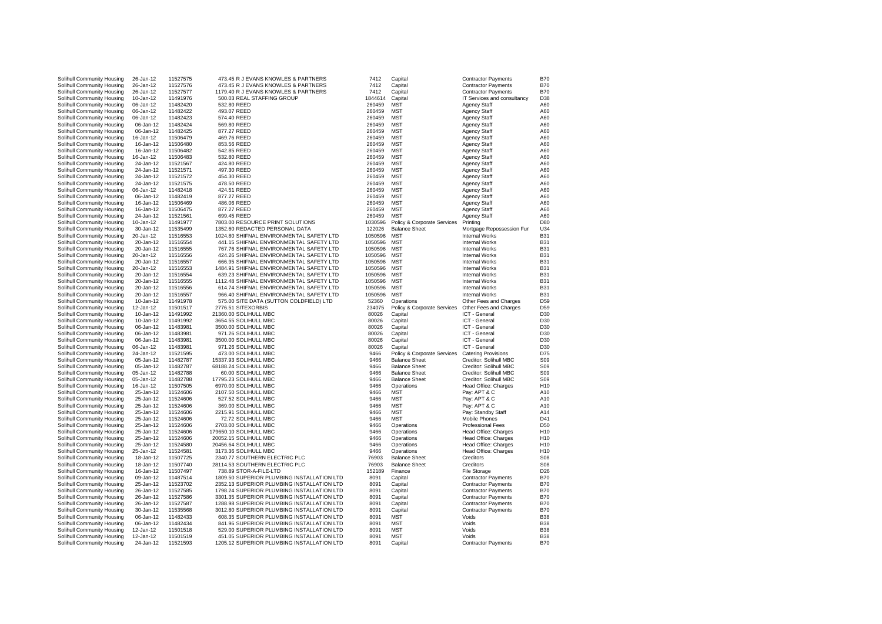| | | | | | | | | |
|---|---|---|---|---|---|---|---|---|
| Solihull Community Housing | 26-Jan-12 | 11527575 | 473.45 | R J EVANS KNOWLES & PARTNERS | 7412 | Capital | Contractor Payments | B70 |
| Solihull Community Housing | 26-Jan-12 | 11527576 | 473.45 | R J EVANS KNOWLES & PARTNERS | 7412 | Capital | Contractor Payments | B70 |
| Solihull Community Housing | 26-Jan-12 | 11527577 | 1179.40 | R J EVANS KNOWLES & PARTNERS | 7412 | Capital | Contractor Payments | B70 |
| Solihull Community Housing | 10-Jan-12 | 11491976 | 500.03 | REAL STAFFING GROUP | 1844614 | Capital | IT Services and consultancy | D38 |
| Solihull Community Housing | 06-Jan-12 | 11482420 | 532.80 | REED | 260459 | MST | Agency Staff | A60 |
| Solihull Community Housing | 06-Jan-12 | 11482422 | 493.07 | REED | 260459 | MST | Agency Staff | A60 |
| Solihull Community Housing | 06-Jan-12 | 11482423 | 574.40 | REED | 260459 | MST | Agency Staff | A60 |
| Solihull Community Housing | 06-Jan-12 | 11482424 | 569.80 | REED | 260459 | MST | Agency Staff | A60 |
| Solihull Community Housing | 06-Jan-12 | 11482425 | 877.27 | REED | 260459 | MST | Agency Staff | A60 |
| Solihull Community Housing | 16-Jan-12 | 11506479 | 469.76 | REED | 260459 | MST | Agency Staff | A60 |
| Solihull Community Housing | 16-Jan-12 | 11506480 | 853.56 | REED | 260459 | MST | Agency Staff | A60 |
| Solihull Community Housing | 16-Jan-12 | 11506482 | 542.85 | REED | 260459 | MST | Agency Staff | A60 |
| Solihull Community Housing | 16-Jan-12 | 11506483 | 532.80 | REED | 260459 | MST | Agency Staff | A60 |
| Solihull Community Housing | 24-Jan-12 | 11521567 | 424.80 | REED | 260459 | MST | Agency Staff | A60 |
| Solihull Community Housing | 24-Jan-12 | 11521571 | 497.30 | REED | 260459 | MST | Agency Staff | A60 |
| Solihull Community Housing | 24-Jan-12 | 11521572 | 454.30 | REED | 260459 | MST | Agency Staff | A60 |
| Solihull Community Housing | 24-Jan-12 | 11521575 | 478.50 | REED | 260459 | MST | Agency Staff | A60 |
| Solihull Community Housing | 06-Jan-12 | 11482418 | 424.51 | REED | 260459 | MST | Agency Staff | A60 |
| Solihull Community Housing | 06-Jan-12 | 11482419 | 877.27 | REED | 260459 | MST | Agency Staff | A60 |
| Solihull Community Housing | 16-Jan-12 | 11506469 | 486.06 | REED | 260459 | MST | Agency Staff | A60 |
| Solihull Community Housing | 16-Jan-12 | 11506475 | 877.27 | REED | 260459 | MST | Agency Staff | A60 |
| Solihull Community Housing | 24-Jan-12 | 11521561 | 699.45 | REED | 260459 | MST | Agency Staff | A60 |
| Solihull Community Housing | 10-Jan-12 | 11491977 | 7803.00 | RESOURCE PRINT SOLUTIONS | 1030596 | Policy & Corporate Services | Printing | D80 |
| Solihull Community Housing | 30-Jan-12 | 11535499 | 1352.60 | REDACTED PERSONAL DATA | 122026 | Balance Sheet | Mortgage Repossession Fur | U34 |
| Solihull Community Housing | 20-Jan-12 | 11516553 | 1024.80 | SHIFNAL ENVIRONMENTAL SAFETY LTD | 1050596 | MST | Internal Works | B31 |
| Solihull Community Housing | 20-Jan-12 | 11516554 | 441.15 | SHIFNAL ENVIRONMENTAL SAFETY LTD | 1050596 | MST | Internal Works | B31 |
| Solihull Community Housing | 20-Jan-12 | 11516555 | 767.76 | SHIFNAL ENVIRONMENTAL SAFETY LTD | 1050596 | MST | Internal Works | B31 |
| Solihull Community Housing | 20-Jan-12 | 11516556 | 424.26 | SHIFNAL ENVIRONMENTAL SAFETY LTD | 1050596 | MST | Internal Works | B31 |
| Solihull Community Housing | 20-Jan-12 | 11516557 | 666.95 | SHIFNAL ENVIRONMENTAL SAFETY LTD | 1050596 | MST | Internal Works | B31 |
| Solihull Community Housing | 20-Jan-12 | 11516553 | 1484.91 | SHIFNAL ENVIRONMENTAL SAFETY LTD | 1050596 | MST | Internal Works | B31 |
| Solihull Community Housing | 20-Jan-12 | 11516554 | 639.23 | SHIFNAL ENVIRONMENTAL SAFETY LTD | 1050596 | MST | Internal Works | B31 |
| Solihull Community Housing | 20-Jan-12 | 11516555 | 1112.48 | SHIFNAL ENVIRONMENTAL SAFETY LTD | 1050596 | MST | Internal Works | B31 |
| Solihull Community Housing | 20-Jan-12 | 11516556 | 614.74 | SHIFNAL ENVIRONMENTAL SAFETY LTD | 1050596 | MST | Internal Works | B31 |
| Solihull Community Housing | 20-Jan-12 | 11516557 | 966.40 | SHIFNAL ENVIRONMENTAL SAFETY LTD | 1050596 | MST | Internal Works | B31 |
| Solihull Community Housing | 10-Jan-12 | 11491978 | 575.00 | SITE DATA (SUTTON COLDFIELD) LTD | 52360 | Operations | Other Fees and Charges | D59 |
| Solihull Community Housing | 12-Jan-12 | 11501517 | 2776.51 | SITEXORBIS | 234075 | Policy & Corporate Services | Other Fees and Charges | D59 |
| Solihull Community Housing | 10-Jan-12 | 11491992 | 21360.00 | SOLIHULL MBC | 80026 | Capital | ICT - General | D30 |
| Solihull Community Housing | 10-Jan-12 | 11491992 | 3654.55 | SOLIHULL MBC | 80026 | Capital | ICT - General | D30 |
| Solihull Community Housing | 06-Jan-12 | 11483981 | 3500.00 | SOLIHULL MBC | 80026 | Capital | ICT - General | D30 |
| Solihull Community Housing | 06-Jan-12 | 11483981 | 971.26 | SOLIHULL MBC | 80026 | Capital | ICT - General | D30 |
| Solihull Community Housing | 06-Jan-12 | 11483981 | 3500.00 | SOLIHULL MBC | 80026 | Capital | ICT - General | D30 |
| Solihull Community Housing | 06-Jan-12 | 11483981 | 971.26 | SOLIHULL MBC | 80026 | Capital | ICT - General | D30 |
| Solihull Community Housing | 24-Jan-12 | 11521595 | 473.00 | SOLIHULL MBC | 9466 | Policy & Corporate Services | Catering Provisions | D75 |
| Solihull Community Housing | 05-Jan-12 | 11482787 | 15337.93 | SOLIHULL MBC | 9466 | Balance Sheet | Creditor: Solihull MBC | S09 |
| Solihull Community Housing | 05-Jan-12 | 11482787 | 68188.24 | SOLIHULL MBC | 9466 | Balance Sheet | Creditor: Solihull MBC | S09 |
| Solihull Community Housing | 05-Jan-12 | 11482788 | 60.00 | SOLIHULL MBC | 9466 | Balance Sheet | Creditor: Solihull MBC | S09 |
| Solihull Community Housing | 05-Jan-12 | 11482788 | 17795.23 | SOLIHULL MBC | 9466 | Balance Sheet | Creditor: Solihull MBC | S09 |
| Solihull Community Housing | 16-Jan-12 | 11507505 | 6970.00 | SOLIHULL MBC | 9466 | Operations | Head Office: Charges | H10 |
| Solihull Community Housing | 25-Jan-12 | 11524606 | 2107.50 | SOLIHULL MBC | 9466 | MST | Pay: APT & C | A10 |
| Solihull Community Housing | 25-Jan-12 | 11524606 | 527.52 | SOLIHULL MBC | 9466 | MST | Pay: APT & C | A10 |
| Solihull Community Housing | 25-Jan-12 | 11524606 | 369.00 | SOLIHULL MBC | 9466 | MST | Pay: APT & C | A10 |
| Solihull Community Housing | 25-Jan-12 | 11524606 | 2215.91 | SOLIHULL MBC | 9466 | MST | Pay: Standby Staff | A14 |
| Solihull Community Housing | 25-Jan-12 | 11524606 | 72.72 | SOLIHULL MBC | 9466 | MST | Mobile Phones | D41 |
| Solihull Community Housing | 25-Jan-12 | 11524606 | 2703.00 | SOLIHULL MBC | 9466 | Operations | Professional Fees | D50 |
| Solihull Community Housing | 25-Jan-12 | 11524606 | 179650.10 | SOLIHULL MBC | 9466 | Operations | Head Office: Charges | H10 |
| Solihull Community Housing | 25-Jan-12 | 11524606 | 20052.15 | SOLIHULL MBC | 9466 | Operations | Head Office: Charges | H10 |
| Solihull Community Housing | 25-Jan-12 | 11524580 | 20456.64 | SOLIHULL MBC | 9466 | Operations | Head Office: Charges | H10 |
| Solihull Community Housing | 25-Jan-12 | 11524581 | 3173.36 | SOLIHULL MBC | 9466 | Operations | Head Office: Charges | H10 |
| Solihull Community Housing | 18-Jan-12 | 11507725 | 2340.77 | SOUTHERN ELECTRIC PLC | 76903 | Balance Sheet | Creditors | S08 |
| Solihull Community Housing | 18-Jan-12 | 11507740 | 28114.53 | SOUTHERN ELECTRIC PLC | 76903 | Balance Sheet | Creditors | S08 |
| Solihull Community Housing | 16-Jan-12 | 11507497 | 738.89 | STOR-A-FILE-LTD | 152189 | Finance | File Storage | D26 |
| Solihull Community Housing | 09-Jan-12 | 11487514 | 1809.50 | SUPERIOR PLUMBING INSTALLATION LTD | 8091 | Capital | Contractor Payments | B70 |
| Solihull Community Housing | 25-Jan-12 | 11523702 | 2352.13 | SUPERIOR PLUMBING INSTALLATION LTD | 8091 | Capital | Contractor Payments | B70 |
| Solihull Community Housing | 26-Jan-12 | 11527585 | 1798.24 | SUPERIOR PLUMBING INSTALLATION LTD | 8091 | Capital | Contractor Payments | B70 |
| Solihull Community Housing | 26-Jan-12 | 11527586 | 3301.35 | SUPERIOR PLUMBING INSTALLATION LTD | 8091 | Capital | Contractor Payments | B70 |
| Solihull Community Housing | 26-Jan-12 | 11527587 | 1288.98 | SUPERIOR PLUMBING INSTALLATION LTD | 8091 | Capital | Contractor Payments | B70 |
| Solihull Community Housing | 30-Jan-12 | 11535568 | 3012.80 | SUPERIOR PLUMBING INSTALLATION LTD | 8091 | Capital | Contractor Payments | B70 |
| Solihull Community Housing | 06-Jan-12 | 11482433 | 608.35 | SUPERIOR PLUMBING INSTALLATION LTD | 8091 | MST | Voids | B38 |
| Solihull Community Housing | 06-Jan-12 | 11482434 | 841.96 | SUPERIOR PLUMBING INSTALLATION LTD | 8091 | MST | Voids | B38 |
| Solihull Community Housing | 12-Jan-12 | 11501518 | 529.00 | SUPERIOR PLUMBING INSTALLATION LTD | 8091 | MST | Voids | B38 |
| Solihull Community Housing | 12-Jan-12 | 11501519 | 451.05 | SUPERIOR PLUMBING INSTALLATION LTD | 8091 | MST | Voids | B38 |
| Solihull Community Housing | 24-Jan-12 | 11521593 | 1205.12 | SUPERIOR PLUMBING INSTALLATION LTD | 8091 | Capital | Contractor Payments | B70 |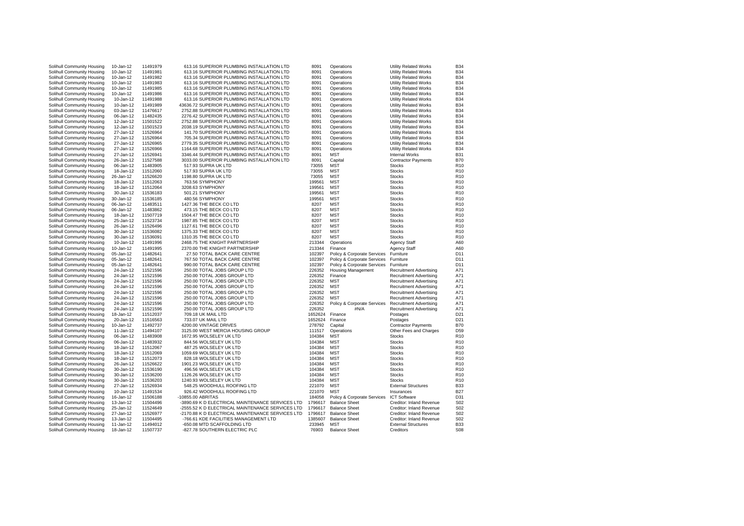| | | | | | | | | |
|---|---|---|---|---|---|---|---|---|
| Solihull Community Housing | 10-Jan-12 | 11491979 | 613.16 | SUPERIOR PLUMBING INSTALLATION LTD | 8091 | Operations | Utility Related Works | B34 |
| Solihull Community Housing | 10-Jan-12 | 11491981 | 613.16 | SUPERIOR PLUMBING INSTALLATION LTD | 8091 | Operations | Utility Related Works | B34 |
| Solihull Community Housing | 10-Jan-12 | 11491982 | 613.16 | SUPERIOR PLUMBING INSTALLATION LTD | 8091 | Operations | Utility Related Works | B34 |
| Solihull Community Housing | 10-Jan-12 | 11491983 | 613.16 | SUPERIOR PLUMBING INSTALLATION LTD | 8091 | Operations | Utility Related Works | B34 |
| Solihull Community Housing | 10-Jan-12 | 11491985 | 613.16 | SUPERIOR PLUMBING INSTALLATION LTD | 8091 | Operations | Utility Related Works | B34 |
| Solihull Community Housing | 10-Jan-12 | 11491986 | 613.16 | SUPERIOR PLUMBING INSTALLATION LTD | 8091 | Operations | Utility Related Works | B34 |
| Solihull Community Housing | 10-Jan-12 | 11491988 | 613.16 | SUPERIOR PLUMBING INSTALLATION LTD | 8091 | Operations | Utility Related Works | B34 |
| Solihull Community Housing | 10-Jan-12 | 11491989 | 43636.72 | SUPERIOR PLUMBING INSTALLATION LTD | 8091 | Operations | Utility Related Works | B34 |
| Solihull Community Housing | 03-Jan-12 | 11476617 | 2752.88 | SUPERIOR PLUMBING INSTALLATION LTD | 8091 | Operations | Utility Related Works | B34 |
| Solihull Community Housing | 06-Jan-12 | 11482435 | 2276.42 | SUPERIOR PLUMBING INSTALLATION LTD | 8091 | Operations | Utility Related Works | B34 |
| Solihull Community Housing | 12-Jan-12 | 11501522 | 2752.88 | SUPERIOR PLUMBING INSTALLATION LTD | 8091 | Operations | Utility Related Works | B34 |
| Solihull Community Housing | 12-Jan-12 | 11501523 | 2038.19 | SUPERIOR PLUMBING INSTALLATION LTD | 8091 | Operations | Utility Related Works | B34 |
| Solihull Community Housing | 27-Jan-12 | 11526964 | 141.70 | SUPERIOR PLUMBING INSTALLATION LTD | 8091 | Operations | Utility Related Works | B34 |
| Solihull Community Housing | 27-Jan-12 | 11526964 | 705.34 | SUPERIOR PLUMBING INSTALLATION LTD | 8091 | Operations | Utility Related Works | B34 |
| Solihull Community Housing | 27-Jan-12 | 11526965 | 2779.35 | SUPERIOR PLUMBING INSTALLATION LTD | 8091 | Operations | Utility Related Works | B34 |
| Solihull Community Housing | 27-Jan-12 | 11526966 | 1164.68 | SUPERIOR PLUMBING INSTALLATION LTD | 8091 | Operations | Utility Related Works | B34 |
| Solihull Community Housing | 27-Jan-12 | 11526941 | 3346.44 | SUPERIOR PLUMBING INSTALLATION LTD | 8091 | MST | Internal Works | B31 |
| Solihull Community Housing | 26-Jan-12 | 11527588 | 3033.00 | SUPERIOR PLUMBING INSTALLATION LTD | 8091 | Capital | Contractor Payments | B70 |
| Solihull Community Housing | 06-Jan-12 | 11483905 | 517.93 | SUPRA UK LTD | 73055 | MST | Stocks | R10 |
| Solihull Community Housing | 18-Jan-12 | 11512060 | 517.93 | SUPRA UK LTD | 73055 | MST | Stocks | R10 |
| Solihull Community Housing | 26-Jan-12 | 11526620 | 1198.80 | SUPRA UK LTD | 73055 | MST | Stocks | R10 |
| Solihull Community Housing | 18-Jan-12 | 11512063 | 763.56 | SYMPHONY | 199561 | MST | Stocks | R10 |
| Solihull Community Housing | 18-Jan-12 | 11512064 | 3208.63 | SYMPHONY | 199561 | MST | Stocks | R10 |
| Solihull Community Housing | 30-Jan-12 | 11536183 | 501.21 | SYMPHONY | 199561 | MST | Stocks | R10 |
| Solihull Community Housing | 30-Jan-12 | 11536185 | 480.56 | SYMPHONY | 199561 | MST | Stocks | R10 |
| Solihull Community Housing | 06-Jan-12 | 11483511 | 1427.36 | THE BECK CO LTD | 8207 | MST | Stocks | R10 |
| Solihull Community Housing | 06-Jan-12 | 11483862 | 473.15 | THE BECK CO LTD | 8207 | MST | Stocks | R10 |
| Solihull Community Housing | 18-Jan-12 | 11507719 | 1504.47 | THE BECK CO LTD | 8207 | MST | Stocks | R10 |
| Solihull Community Housing | 25-Jan-12 | 11523734 | 1987.85 | THE BECK CO LTD | 8207 | MST | Stocks | R10 |
| Solihull Community Housing | 26-Jan-12 | 11526496 | 1127.61 | THE BECK CO LTD | 8207 | MST | Stocks | R10 |
| Solihull Community Housing | 30-Jan-12 | 11536082 | 1375.33 | THE BECK CO LTD | 8207 | MST | Stocks | R10 |
| Solihull Community Housing | 30-Jan-12 | 11536091 | 1310.35 | THE BECK CO LTD | 8207 | MST | Stocks | R10 |
| Solihull Community Housing | 10-Jan-12 | 11491996 | 2468.75 | THE KNIGHT PARTNERSHIP | 213344 | Operations | Agency Staff | A60 |
| Solihull Community Housing | 10-Jan-12 | 11491995 | 2370.00 | THE KNIGHT PARTNERSHIP | 213344 | Finance | Agency Staff | A60 |
| Solihull Community Housing | 05-Jan-12 | 11482641 | 27.50 | TOTAL BACK CARE CENTRE | 102397 | Policy & Corporate Services | Furniture | D11 |
| Solihull Community Housing | 05-Jan-12 | 11482641 | 767.50 | TOTAL BACK CARE CENTRE | 102397 | Policy & Corporate Services | Furniture | D11 |
| Solihull Community Housing | 05-Jan-12 | 11482641 | 990.00 | TOTAL BACK CARE CENTRE | 102397 | Policy & Corporate Services | Furniture | D11 |
| Solihull Community Housing | 24-Jan-12 | 11521596 | 250.00 | TOTAL JOBS GROUP LTD | 226352 | Housing Management | Recruitment Advertising | A71 |
| Solihull Community Housing | 24-Jan-12 | 11521596 | 250.00 | TOTAL JOBS GROUP LTD | 226352 | Finance | Recruitment Advertising | A71 |
| Solihull Community Housing | 24-Jan-12 | 11521596 | 250.00 | TOTAL JOBS GROUP LTD | 226352 | MST | Recruitment Advertising | A71 |
| Solihull Community Housing | 24-Jan-12 | 11521596 | 250.00 | TOTAL JOBS GROUP LTD | 226352 | MST | Recruitment Advertising | A71 |
| Solihull Community Housing | 24-Jan-12 | 11521596 | 250.00 | TOTAL JOBS GROUP LTD | 226352 | MST | Recruitment Advertising | A71 |
| Solihull Community Housing | 24-Jan-12 | 11521596 | 250.00 | TOTAL JOBS GROUP LTD | 226352 | MST | Recruitment Advertising | A71 |
| Solihull Community Housing | 24-Jan-12 | 11521596 | 250.00 | TOTAL JOBS GROUP LTD | 226352 | Policy & Corporate Services | Recruitment Advertising | A71 |
| Solihull Community Housing | 24-Jan-12 | 11521596 | 250.00 | TOTAL JOBS GROUP LTD | 226352 | #N/A | Recruitment Advertising | A71 |
| Solihull Community Housing | 18-Jan-12 | 11512037 | 709.18 | UK MAIL LTD | 1652624 | Finance | Postages | D21 |
| Solihull Community Housing | 20-Jan-12 | 11516563 | 733.07 | UK MAIL LTD | 1652624 | Finance | Postages | D21 |
| Solihull Community Housing | 10-Jan-12 | 11492737 | 4200.00 | VINTAGE DRIVES | 278792 | Capital | Contractor Payments | B70 |
| Solihull Community Housing | 11-Jan-12 | 11494107 | 3125.00 | WEST MERCIA HOUSING GROUP | 111517 | Operations | Other Fees and Charges | D59 |
| Solihull Community Housing | 06-Jan-12 | 11483908 | 1672.95 | WOLSELEY UK LTD | 104384 | MST | Stocks | R10 |
| Solihull Community Housing | 06-Jan-12 | 11483932 | 844.56 | WOLSELEY UK LTD | 104384 | MST | Stocks | R10 |
| Solihull Community Housing | 18-Jan-12 | 11512067 | 487.25 | WOLSELEY UK LTD | 104384 | MST | Stocks | R10 |
| Solihull Community Housing | 18-Jan-12 | 11512069 | 1059.69 | WOLSELEY UK LTD | 104384 | MST | Stocks | R10 |
| Solihull Community Housing | 18-Jan-12 | 11512073 | 828.18 | WOLSELEY UK LTD | 104384 | MST | Stocks | R10 |
| Solihull Community Housing | 26-Jan-12 | 11526622 | 1901.23 | WOLSELEY UK LTD | 104384 | MST | Stocks | R10 |
| Solihull Community Housing | 30-Jan-12 | 11536190 | 496.56 | WOLSELEY UK LTD | 104384 | MST | Stocks | R10 |
| Solihull Community Housing | 30-Jan-12 | 11536200 | 1126.26 | WOLSELEY UK LTD | 104384 | MST | Stocks | R10 |
| Solihull Community Housing | 30-Jan-12 | 11536203 | 1240.93 | WOLSELEY UK LTD | 104384 | MST | Stocks | R10 |
| Solihull Community Housing | 27-Jan-12 | 11526934 | 548.25 | WOODHULL ROOFING LTD | 221070 | MST | External Structures | B33 |
| Solihull Community Housing | 10-Jan-12 | 11491534 | 926.42 | WOODHULL ROOFING LTD | 221070 | MST | Insurances | B27 |
| Solihull Community Housing | 16-Jan-12 | 11506188 | -10855.00 | ABRITAS | 184058 | Policy & Corporate Services | ICT Software | D31 |
| Solihull Community Housing | 13-Jan-12 | 11504496 | -3890.69 | K D ELECTRICAL MAINTENANCE SERVICES LTD | 1796617 | Balance Sheet | Creditor: Inland Revenue | S02 |
| Solihull Community Housing | 25-Jan-12 | 11524649 | -2555.52 | K D ELECTRICAL MAINTENANCE SERVICES LTD | 1796617 | Balance Sheet | Creditor: Inland Revenue | S02 |
| Solihull Community Housing | 27-Jan-12 | 11526977 | -2170.88 | K D ELECTRICAL MAINTENANCE SERVICES LTD | 1796617 | Balance Sheet | Creditor: Inland Revenue | S02 |
| Solihull Community Housing | 13-Jan-12 | 11504495 | -766.61 | KDE FACILITIES MANAGEMENT LTD | 1385607 | Balance Sheet | Creditor: Inland Revenue | S02 |
| Solihull Community Housing | 11-Jan-12 | 11494012 | -650.08 | MTD SCAFFOLDING LTD | 233945 | MST | External Structures | B33 |
| Solihull Community Housing | 18-Jan-12 | 11507737 | -827.78 | SOUTHERN ELECTRIC PLC | 76903 | Balance Sheet | Creditors | S08 |